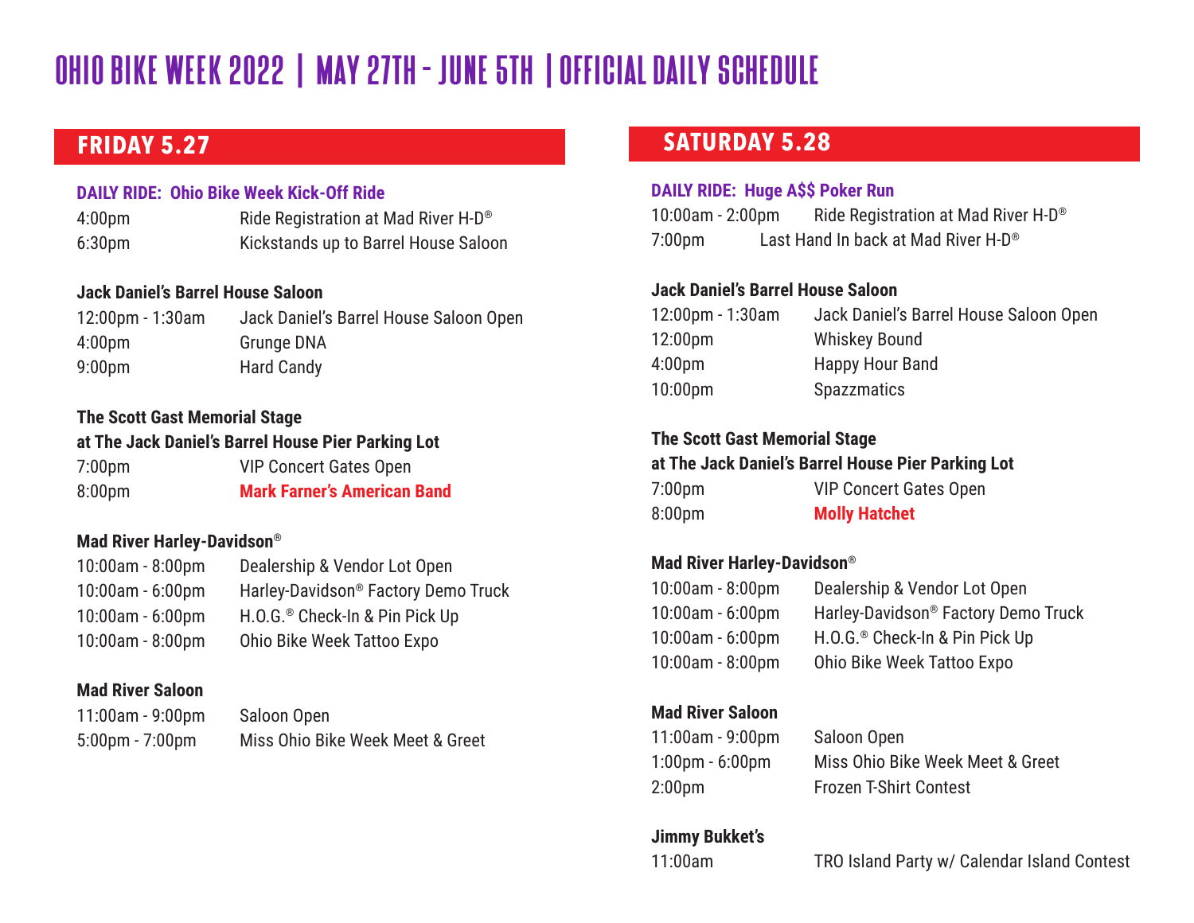# OHIO BIKE WEEK 2022 | MAY 27TH - JUNE 5TH | OFFICIAL DAILY SCHEDULE

## FRIDAY 5.27

**DAILY RIDE: Ohio Bike Week Kick-Off Ride**

| | |
|---|---|
| 4:00pm | Ride Registration at Mad River H-D® |
| 6:30pm | Kickstands up to Barrel House Saloon |

**Jack Daniel's Barrel House Saloon**

| | |
|---|---|
| 12:00pm - 1:30am | Jack Daniel's Barrel House Saloon Open |
| 4:00pm | Grunge DNA |
| 9:00pm | Hard Candy |

**The Scott Gast Memorial Stage at The Jack Daniel's Barrel House Pier Parking Lot**

| | |
|---|---|
| 7:00pm | VIP Concert Gates Open |
| 8:00pm | **Mark Farner's American Band** |

**Mad River Harley-Davidson®**

| | |
|---|---|
| 10:00am - 8:00pm | Dealership & Vendor Lot Open |
| 10:00am - 6:00pm | Harley-Davidson® Factory Demo Truck |
| 10:00am - 6:00pm | H.O.G.® Check-In & Pin Pick Up |
| 10:00am - 8:00pm | Ohio Bike Week Tattoo Expo |

**Mad River Saloon**

| | |
|---|---|
| 11:00am - 9:00pm | Saloon Open |
| 5:00pm - 7:00pm | Miss Ohio Bike Week Meet & Greet |

## SATURDAY 5.28

**DAILY RIDE: Huge A$$ Poker Run**

| | |
|---|---|
| 10:00am - 2:00pm | Ride Registration at Mad River H-D® |
| 7:00pm | Last Hand In back at Mad River H-D® |

**Jack Daniel's Barrel House Saloon**

| | |
|---|---|
| 12:00pm - 1:30am | Jack Daniel's Barrel House Saloon Open |
| 12:00pm | Whiskey Bound |
| 4:00pm | Happy Hour Band |
| 10:00pm | Spazzmatics |

**The Scott Gast Memorial Stage at The Jack Daniel's Barrel House Pier Parking Lot**

| | |
|---|---|
| 7:00pm | VIP Concert Gates Open |
| 8:00pm | **Molly Hatchet** |

**Mad River Harley-Davidson®**

| | |
|---|---|
| 10:00am - 8:00pm | Dealership & Vendor Lot Open |
| 10:00am - 6:00pm | Harley-Davidson® Factory Demo Truck |
| 10:00am - 6:00pm | H.O.G.® Check-In & Pin Pick Up |
| 10:00am - 8:00pm | Ohio Bike Week Tattoo Expo |

**Mad River Saloon**

| | |
|---|---|
| 11:00am - 9:00pm | Saloon Open |
| 1:00pm - 6:00pm | Miss Ohio Bike Week Meet & Greet |
| 2:00pm | Frozen T-Shirt Contest |

**Jimmy Bukket's**

| | |
|---|---|
| 11:00am | TRO Island Party w/ Calendar Island Contest |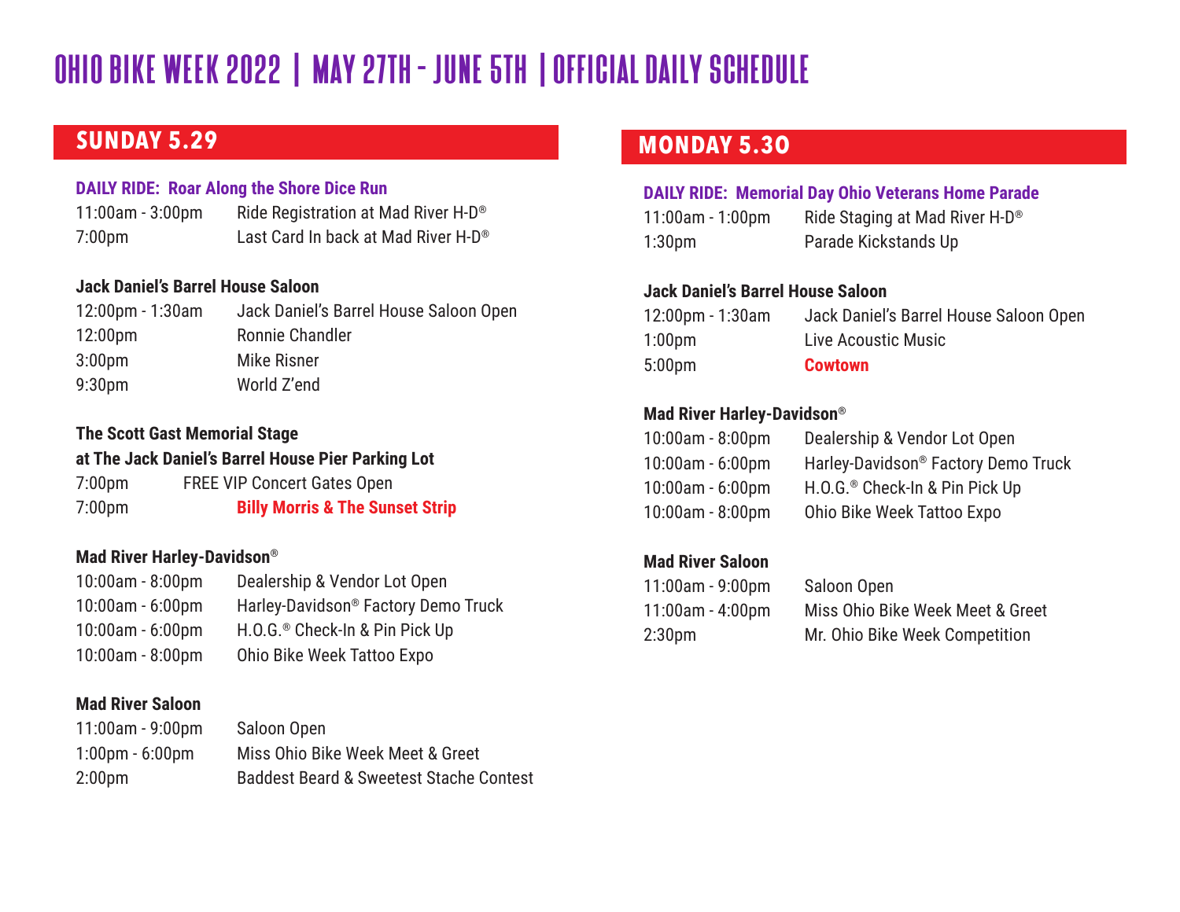# OHIO BIKE WEEK 2022 | MAY 27TH - JUNE 5TH | OFFICIAL DAILY SCHEDULE

## SUNDAY 5.29

**DAILY RIDE: Roar Along the Shore Dice Run**

| | |
|---|---|
| 11:00am - 3:00pm | Ride Registration at Mad River H-D® |
| 7:00pm | Last Card In back at Mad River H-D® |

**Jack Daniel's Barrel House Saloon**

| | |
|---|---|
| 12:00pm - 1:30am | Jack Daniel's Barrel House Saloon Open |
| 12:00pm | Ronnie Chandler |
| 3:00pm | Mike Risner |
| 9:30pm | World Z'end |

**The Scott Gast Memorial Stage at The Jack Daniel's Barrel House Pier Parking Lot**

| | |
|---|---|
| 7:00pm | FREE VIP Concert Gates Open |
| 7:00pm | **Billy Morris & The Sunset Strip** |

**Mad River Harley-Davidson®**

| | |
|---|---|
| 10:00am - 8:00pm | Dealership & Vendor Lot Open |
| 10:00am - 6:00pm | Harley-Davidson® Factory Demo Truck |
| 10:00am - 6:00pm | H.O.G.® Check-In & Pin Pick Up |
| 10:00am - 8:00pm | Ohio Bike Week Tattoo Expo |

**Mad River Saloon**

| | |
|---|---|
| 11:00am - 9:00pm | Saloon Open |
| 1:00pm - 6:00pm | Miss Ohio Bike Week Meet & Greet |
| 2:00pm | Baddest Beard & Sweetest Stache Contest |

## MONDAY 5.30

**DAILY RIDE: Memorial Day Ohio Veterans Home Parade**

| | |
|---|---|
| 11:00am - 1:00pm | Ride Staging at Mad River H-D® |
| 1:30pm | Parade Kickstands Up |

**Jack Daniel's Barrel House Saloon**

| | |
|---|---|
| 12:00pm - 1:30am | Jack Daniel's Barrel House Saloon Open |
| 1:00pm | Live Acoustic Music |
| 5:00pm | **Cowtown** |

**Mad River Harley-Davidson®**

| | |
|---|---|
| 10:00am - 8:00pm | Dealership & Vendor Lot Open |
| 10:00am - 6:00pm | Harley-Davidson® Factory Demo Truck |
| 10:00am - 6:00pm | H.O.G.® Check-In & Pin Pick Up |
| 10:00am - 8:00pm | Ohio Bike Week Tattoo Expo |

**Mad River Saloon**

| | |
|---|---|
| 11:00am - 9:00pm | Saloon Open |
| 11:00am - 4:00pm | Miss Ohio Bike Week Meet & Greet |
| 2:30pm | Mr. Ohio Bike Week Competition |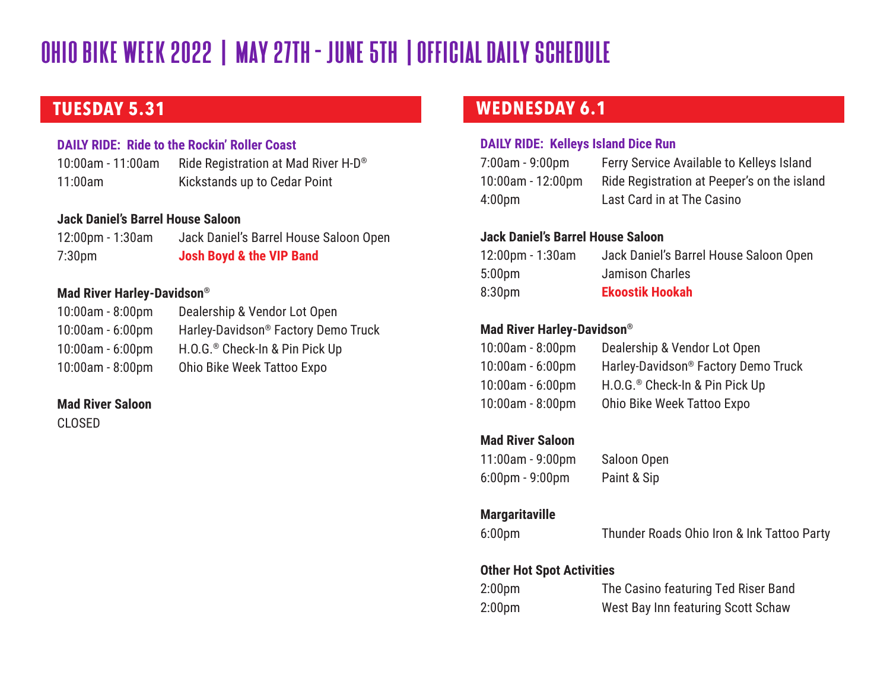# OHIO BIKE WEEK 2022 | MAY 27TH - JUNE 5TH | OFFICIAL DAILY SCHEDULE

## TUESDAY 5.31

**DAILY RIDE: Ride to the Rockin' Roller Coast**

| | |
|---|---|
| 10:00am - 11:00am | Ride Registration at Mad River H-D® |
| 11:00am | Kickstands up to Cedar Point |

**Jack Daniel's Barrel House Saloon**

| | |
|---|---|
| 12:00pm - 1:30am | Jack Daniel's Barrel House Saloon Open |
| 7:30pm | **Josh Boyd & the VIP Band** |

**Mad River Harley-Davidson®**

| | |
|---|---|
| 10:00am - 8:00pm | Dealership & Vendor Lot Open |
| 10:00am - 6:00pm | Harley-Davidson® Factory Demo Truck |
| 10:00am - 6:00pm | H.O.G.® Check-In & Pin Pick Up |
| 10:00am - 8:00pm | Ohio Bike Week Tattoo Expo |

**Mad River Saloon**

CLOSED

## WEDNESDAY 6.1

**DAILY RIDE: Kelleys Island Dice Run**

| | |
|---|---|
| 7:00am - 9:00pm | Ferry Service Available to Kelleys Island |
| 10:00am - 12:00pm | Ride Registration at Peeper's on the island |
| 4:00pm | Last Card in at The Casino |

**Jack Daniel's Barrel House Saloon**

| | |
|---|---|
| 12:00pm - 1:30am | Jack Daniel's Barrel House Saloon Open |
| 5:00pm | Jamison Charles |
| 8:30pm | **Ekoostik Hookah** |

**Mad River Harley-Davidson®**

| | |
|---|---|
| 10:00am - 8:00pm | Dealership & Vendor Lot Open |
| 10:00am - 6:00pm | Harley-Davidson® Factory Demo Truck |
| 10:00am - 6:00pm | H.O.G.® Check-In & Pin Pick Up |
| 10:00am - 8:00pm | Ohio Bike Week Tattoo Expo |

**Mad River Saloon**

| | |
|---|---|
| 11:00am - 9:00pm | Saloon Open |
| 6:00pm - 9:00pm | Paint & Sip |

**Margaritaville**

| | |
|---|---|
| 6:00pm | Thunder Roads Ohio Iron & Ink Tattoo Party |

**Other Hot Spot Activities**

| | |
|---|---|
| 2:00pm | The Casino featuring Ted Riser Band |
| 2:00pm | West Bay Inn featuring Scott Schaw |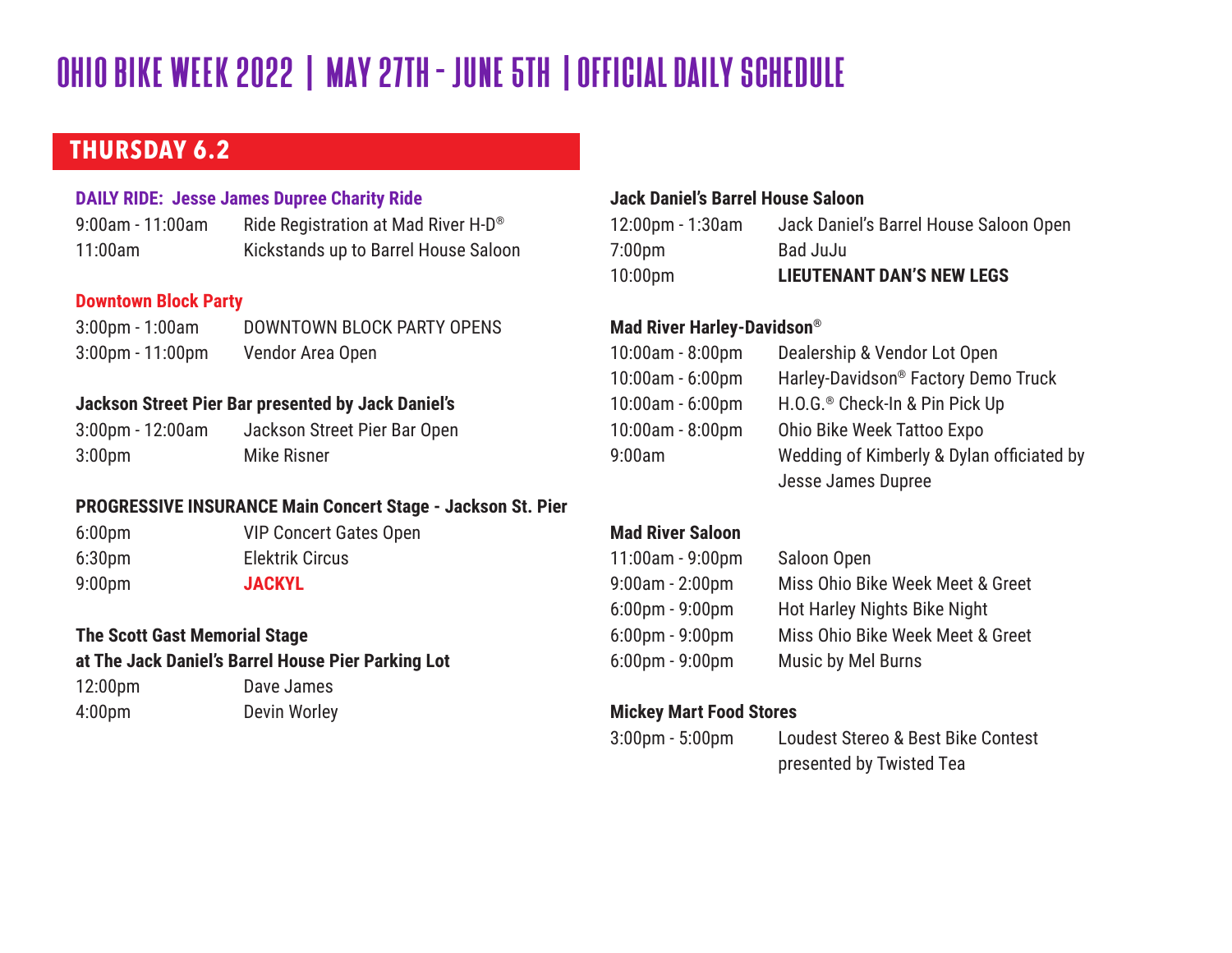# OHIO BIKE WEEK 2022 | MAY 27TH - JUNE 5TH | OFFICIAL DAILY SCHEDULE

## THURSDAY 6.2

**DAILY RIDE: Jesse James Dupree Charity Ride**

| | |
|---|---|
| 9:00am - 11:00am | Ride Registration at Mad River H-D® |
| 11:00am | Kickstands up to Barrel House Saloon |

**Downtown Block Party**

| | |
|---|---|
| 3:00pm - 1:00am | DOWNTOWN BLOCK PARTY OPENS |
| 3:00pm - 11:00pm | Vendor Area Open |

**Jackson Street Pier Bar presented by Jack Daniel's**

| | |
|---|---|
| 3:00pm - 12:00am | Jackson Street Pier Bar Open |
| 3:00pm | Mike Risner |

**PROGRESSIVE INSURANCE Main Concert Stage - Jackson St. Pier**

| | |
|---|---|
| 6:00pm | VIP Concert Gates Open |
| 6:30pm | Elektrik Circus |
| 9:00pm | **JACKYL** |

**The Scott Gast Memorial Stage at The Jack Daniel's Barrel House Pier Parking Lot**

| | |
|---|---|
| 12:00pm | Dave James |
| 4:00pm | Devin Worley |

**Jack Daniel's Barrel House Saloon**

| | |
|---|---|
| 12:00pm - 1:30am | Jack Daniel's Barrel House Saloon Open |
| 7:00pm | Bad JuJu |
| 10:00pm | **LIEUTENANT DAN'S NEW LEGS** |

**Mad River Harley-Davidson®**

| | |
|---|---|
| 10:00am - 8:00pm | Dealership & Vendor Lot Open |
| 10:00am - 6:00pm | Harley-Davidson® Factory Demo Truck |
| 10:00am - 6:00pm | H.O.G.® Check-In & Pin Pick Up |
| 10:00am - 8:00pm | Ohio Bike Week Tattoo Expo |
| 9:00am | Wedding of Kimberly & Dylan officiated by Jesse James Dupree |

**Mad River Saloon**

| | |
|---|---|
| 11:00am - 9:00pm | Saloon Open |
| 9:00am - 2:00pm | Miss Ohio Bike Week Meet & Greet |
| 6:00pm - 9:00pm | Hot Harley Nights Bike Night |
| 6:00pm - 9:00pm | Miss Ohio Bike Week Meet & Greet |
| 6:00pm - 9:00pm | Music by Mel Burns |

**Mickey Mart Food Stores**

| | |
|---|---|
| 3:00pm - 5:00pm | Loudest Stereo & Best Bike Contest presented by Twisted Tea |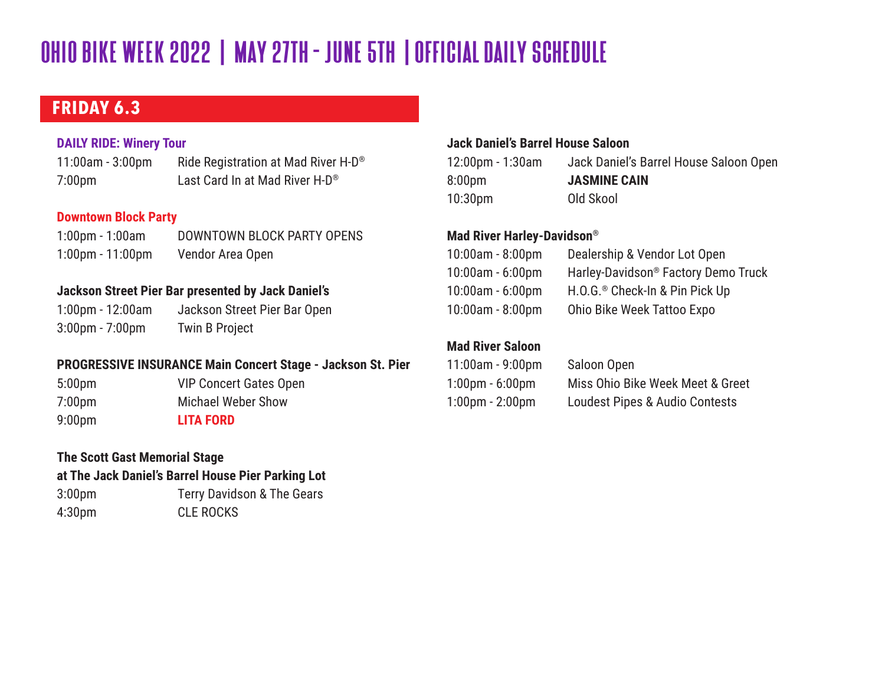# OHIO BIKE WEEK 2022 | MAY 27TH - JUNE 5TH | OFFICIAL DAILY SCHEDULE

## FRIDAY 6.3

### DAILY RIDE: Winery Tour

| | |
|---|---|
| 11:00am - 3:00pm | Ride Registration at Mad River H-D® |
| 7:00pm | Last Card In at Mad River H-D® |

### Downtown Block Party

| | |
|---|---|
| 1:00pm - 1:00am | DOWNTOWN BLOCK PARTY OPENS |
| 1:00pm - 11:00pm | Vendor Area Open |

### Jackson Street Pier Bar presented by Jack Daniel's

| | |
|---|---|
| 1:00pm - 12:00am | Jackson Street Pier Bar Open |
| 3:00pm - 7:00pm | Twin B Project |

### PROGRESSIVE INSURANCE Main Concert Stage - Jackson St. Pier

| | |
|---|---|
| 5:00pm | VIP Concert Gates Open |
| 7:00pm | Michael Weber Show |
| 9:00pm | **LITA FORD** |

### The Scott Gast Memorial Stage at The Jack Daniel's Barrel House Pier Parking Lot

| | |
|---|---|
| 3:00pm | Terry Davidson & The Gears |
| 4:30pm | CLE ROCKS |

### Jack Daniel's Barrel House Saloon

| | |
|---|---|
| 12:00pm - 1:30am | Jack Daniel's Barrel House Saloon Open |
| 8:00pm | **JASMINE CAIN** |
| 10:30pm | Old Skool |

### Mad River Harley-Davidson®

| | |
|---|---|
| 10:00am - 8:00pm | Dealership & Vendor Lot Open |
| 10:00am - 6:00pm | Harley-Davidson® Factory Demo Truck |
| 10:00am - 6:00pm | H.O.G.® Check-In & Pin Pick Up |
| 10:00am - 8:00pm | Ohio Bike Week Tattoo Expo |

### Mad River Saloon

| | |
|---|---|
| 11:00am - 9:00pm | Saloon Open |
| 1:00pm - 6:00pm | Miss Ohio Bike Week Meet & Greet |
| 1:00pm - 2:00pm | Loudest Pipes & Audio Contests |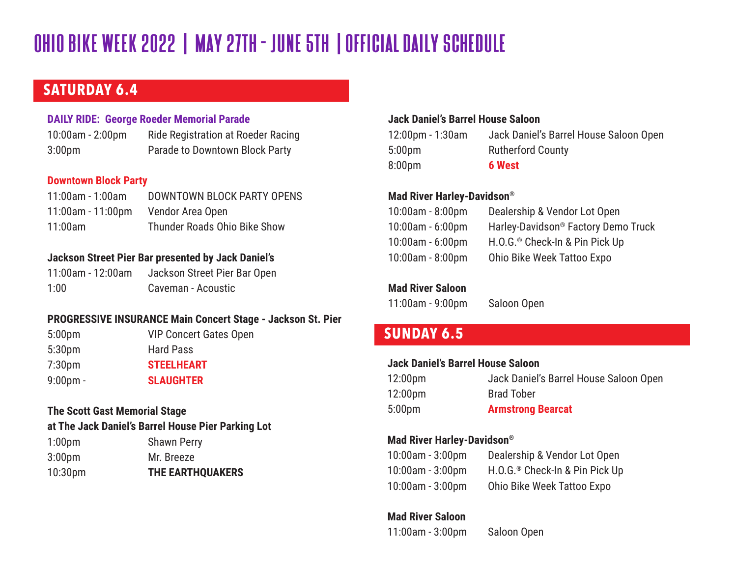# OHIO BIKE WEEK 2022 | MAY 27TH - JUNE 5TH | OFFICIAL DAILY SCHEDULE

## SATURDAY 6.4

### DAILY RIDE: George Roeder Memorial Parade

| | |
|---|---|
| 10:00am - 2:00pm | Ride Registration at Roeder Racing |
| 3:00pm | Parade to Downtown Block Party |

### Downtown Block Party

| | |
|---|---|
| 11:00am - 1:00am | DOWNTOWN BLOCK PARTY OPENS |
| 11:00am - 11:00pm | Vendor Area Open |
| 11:00am | Thunder Roads Ohio Bike Show |

### Jackson Street Pier Bar presented by Jack Daniel's

| | |
|---|---|
| 11:00am - 12:00am | Jackson Street Pier Bar Open |
| 1:00 | Caveman - Acoustic |

### PROGRESSIVE INSURANCE Main Concert Stage - Jackson St. Pier

| | |
|---|---|
| 5:00pm | VIP Concert Gates Open |
| 5:30pm | Hard Pass |
| 7:30pm | **STEELHEART** |
| 9:00pm - | **SLAUGHTER** |

### The Scott Gast Memorial Stage at The Jack Daniel's Barrel House Pier Parking Lot

| | |
|---|---|
| 1:00pm | Shawn Perry |
| 3:00pm | Mr. Breeze |
| 10:30pm | **THE EARTHQUAKERS** |

### Jack Daniel's Barrel House Saloon

| | |
|---|---|
| 12:00pm - 1:30am | Jack Daniel's Barrel House Saloon Open |
| 5:00pm | Rutherford County |
| 8:00pm | **6 West** |

### Mad River Harley-Davidson®

| | |
|---|---|
| 10:00am - 8:00pm | Dealership & Vendor Lot Open |
| 10:00am - 6:00pm | Harley-Davidson® Factory Demo Truck |
| 10:00am - 6:00pm | H.O.G.® Check-In & Pin Pick Up |
| 10:00am - 8:00pm | Ohio Bike Week Tattoo Expo |

### Mad River Saloon

| | |
|---|---|
| 11:00am - 9:00pm | Saloon Open |

## SUNDAY 6.5

### Jack Daniel's Barrel House Saloon

| | |
|---|---|
| 12:00pm | Jack Daniel's Barrel House Saloon Open |
| 12:00pm | Brad Tober |
| 5:00pm | **Armstrong Bearcat** |

### Mad River Harley-Davidson®

| | |
|---|---|
| 10:00am - 3:00pm | Dealership & Vendor Lot Open |
| 10:00am - 3:00pm | H.O.G.® Check-In & Pin Pick Up |
| 10:00am - 3:00pm | Ohio Bike Week Tattoo Expo |

### Mad River Saloon

| | |
|---|---|
| 11:00am - 3:00pm | Saloon Open |